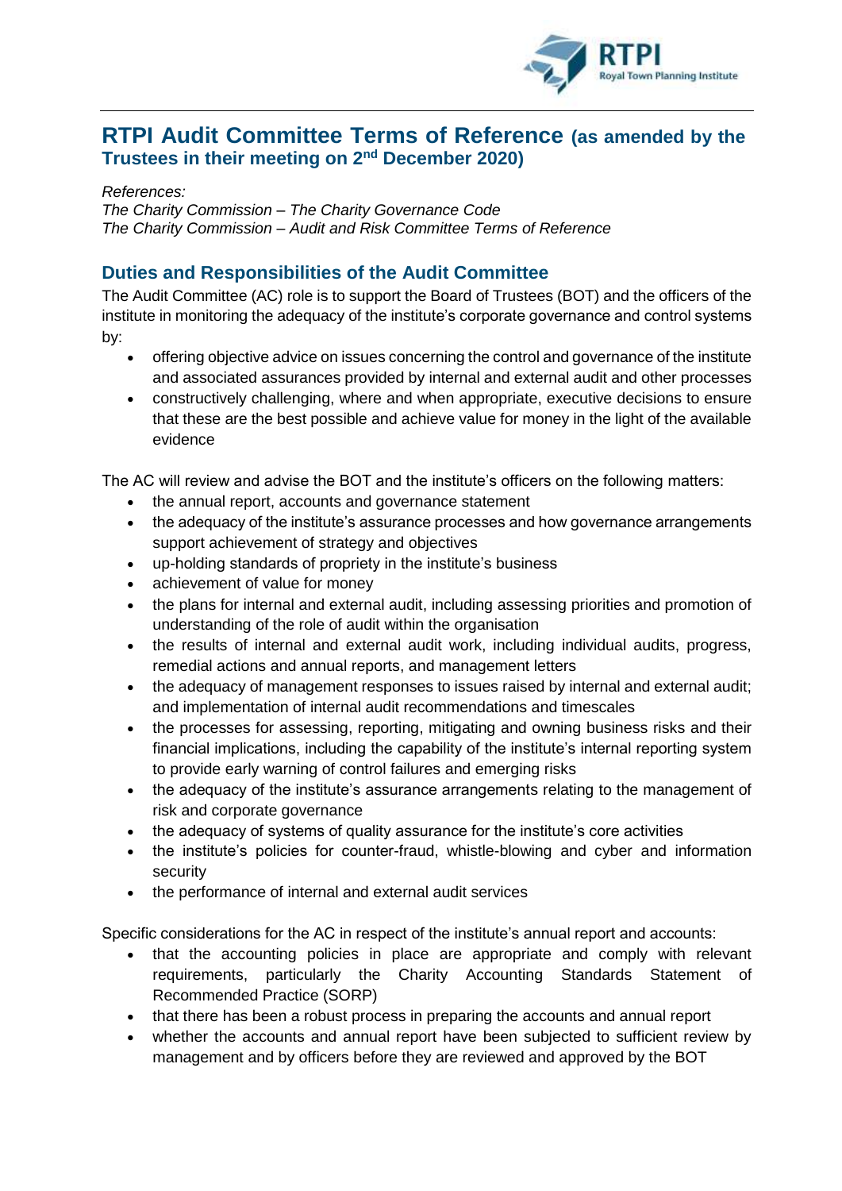# RTPI Audit Committee Terms of Reference (as amended by the Trustees in their meeting on 2nd December 2020)

*References:*
*The Charity Commission – The Charity Governance Code*
*The Charity Commission – Audit and Risk Committee Terms of Reference*

## Duties and Responsibilities of the Audit Committee

The Audit Committee (AC) role is to support the Board of Trustees (BOT) and the officers of the institute in monitoring the adequacy of the institute's corporate governance and control systems by:

- offering objective advice on issues concerning the control and governance of the institute and associated assurances provided by internal and external audit and other processes
- constructively challenging, where and when appropriate, executive decisions to ensure that these are the best possible and achieve value for money in the light of the available evidence

The AC will review and advise the BOT and the institute's officers on the following matters:

- the annual report, accounts and governance statement
- the adequacy of the institute's assurance processes and how governance arrangements support achievement of strategy and objectives
- up-holding standards of propriety in the institute's business
- achievement of value for money
- the plans for internal and external audit, including assessing priorities and promotion of understanding of the role of audit within the organisation
- the results of internal and external audit work, including individual audits, progress, remedial actions and annual reports, and management letters
- the adequacy of management responses to issues raised by internal and external audit; and implementation of internal audit recommendations and timescales
- the processes for assessing, reporting, mitigating and owning business risks and their financial implications, including the capability of the institute's internal reporting system to provide early warning of control failures and emerging risks
- the adequacy of the institute's assurance arrangements relating to the management of risk and corporate governance
- the adequacy of systems of quality assurance for the institute's core activities
- the institute's policies for counter-fraud, whistle-blowing and cyber and information security
- the performance of internal and external audit services

Specific considerations for the AC in respect of the institute's annual report and accounts:

- that the accounting policies in place are appropriate and comply with relevant requirements, particularly the Charity Accounting Standards Statement of Recommended Practice (SORP)
- that there has been a robust process in preparing the accounts and annual report
- whether the accounts and annual report have been subjected to sufficient review by management and by officers before they are reviewed and approved by the BOT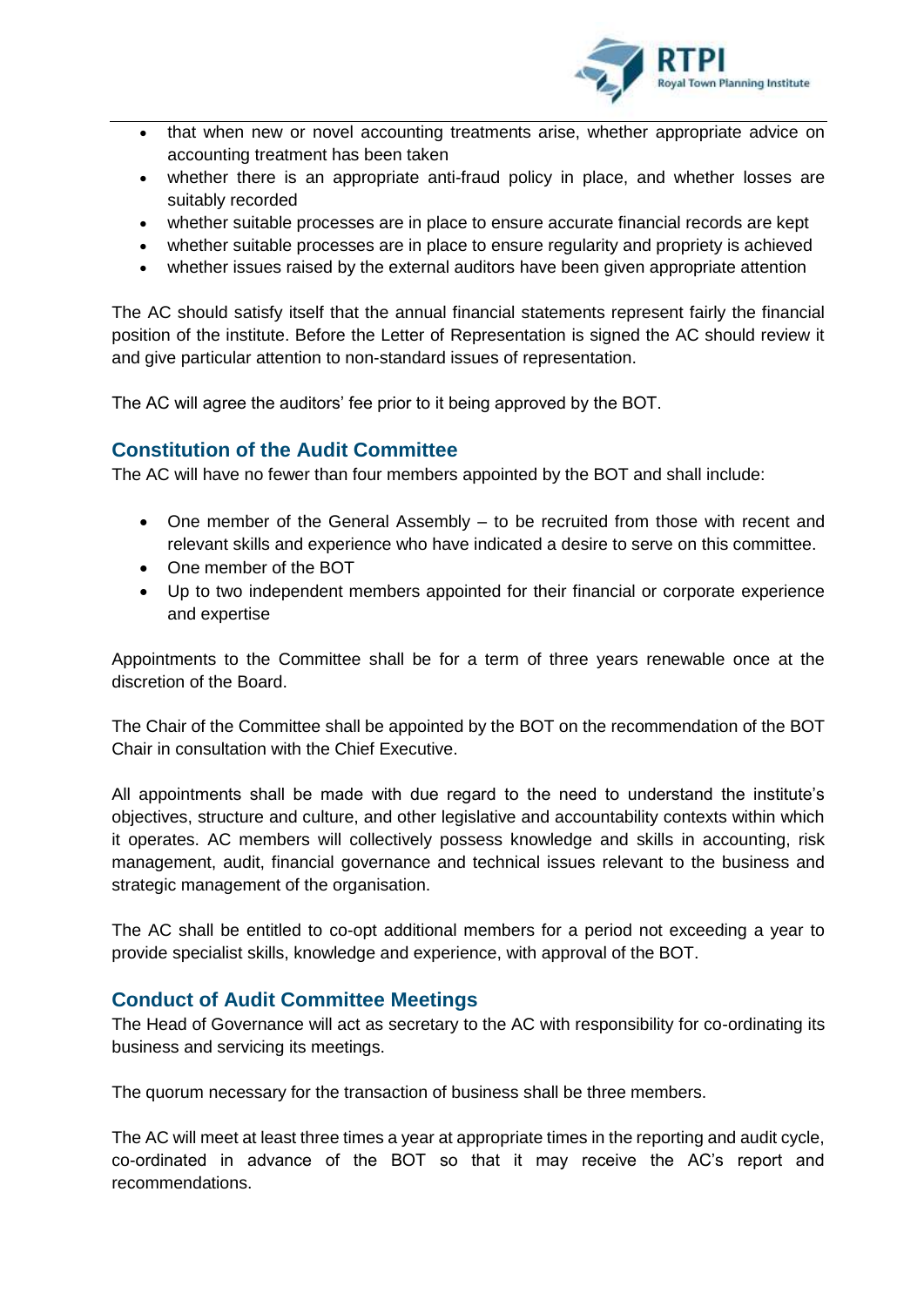- that when new or novel accounting treatments arise, whether appropriate advice on accounting treatment has been taken
- whether there is an appropriate anti-fraud policy in place, and whether losses are suitably recorded
- whether suitable processes are in place to ensure accurate financial records are kept
- whether suitable processes are in place to ensure regularity and propriety is achieved
- whether issues raised by the external auditors have been given appropriate attention

The AC should satisfy itself that the annual financial statements represent fairly the financial position of the institute. Before the Letter of Representation is signed the AC should review it and give particular attention to non-standard issues of representation.

The AC will agree the auditors' fee prior to it being approved by the BOT.

## Constitution of the Audit Committee

The AC will have no fewer than four members appointed by the BOT and shall include:

- One member of the General Assembly – to be recruited from those with recent and relevant skills and experience who have indicated a desire to serve on this committee.
- One member of the BOT
- Up to two independent members appointed for their financial or corporate experience and expertise

Appointments to the Committee shall be for a term of three years renewable once at the discretion of the Board.

The Chair of the Committee shall be appointed by the BOT on the recommendation of the BOT Chair in consultation with the Chief Executive.

All appointments shall be made with due regard to the need to understand the institute's objectives, structure and culture, and other legislative and accountability contexts within which it operates. AC members will collectively possess knowledge and skills in accounting, risk management, audit, financial governance and technical issues relevant to the business and strategic management of the organisation.

The AC shall be entitled to co-opt additional members for a period not exceeding a year to provide specialist skills, knowledge and experience, with approval of the BOT.

## Conduct of Audit Committee Meetings

The Head of Governance will act as secretary to the AC with responsibility for co-ordinating its business and servicing its meetings.

The quorum necessary for the transaction of business shall be three members.

The AC will meet at least three times a year at appropriate times in the reporting and audit cycle, co-ordinated in advance of the BOT so that it may receive the AC's report and recommendations.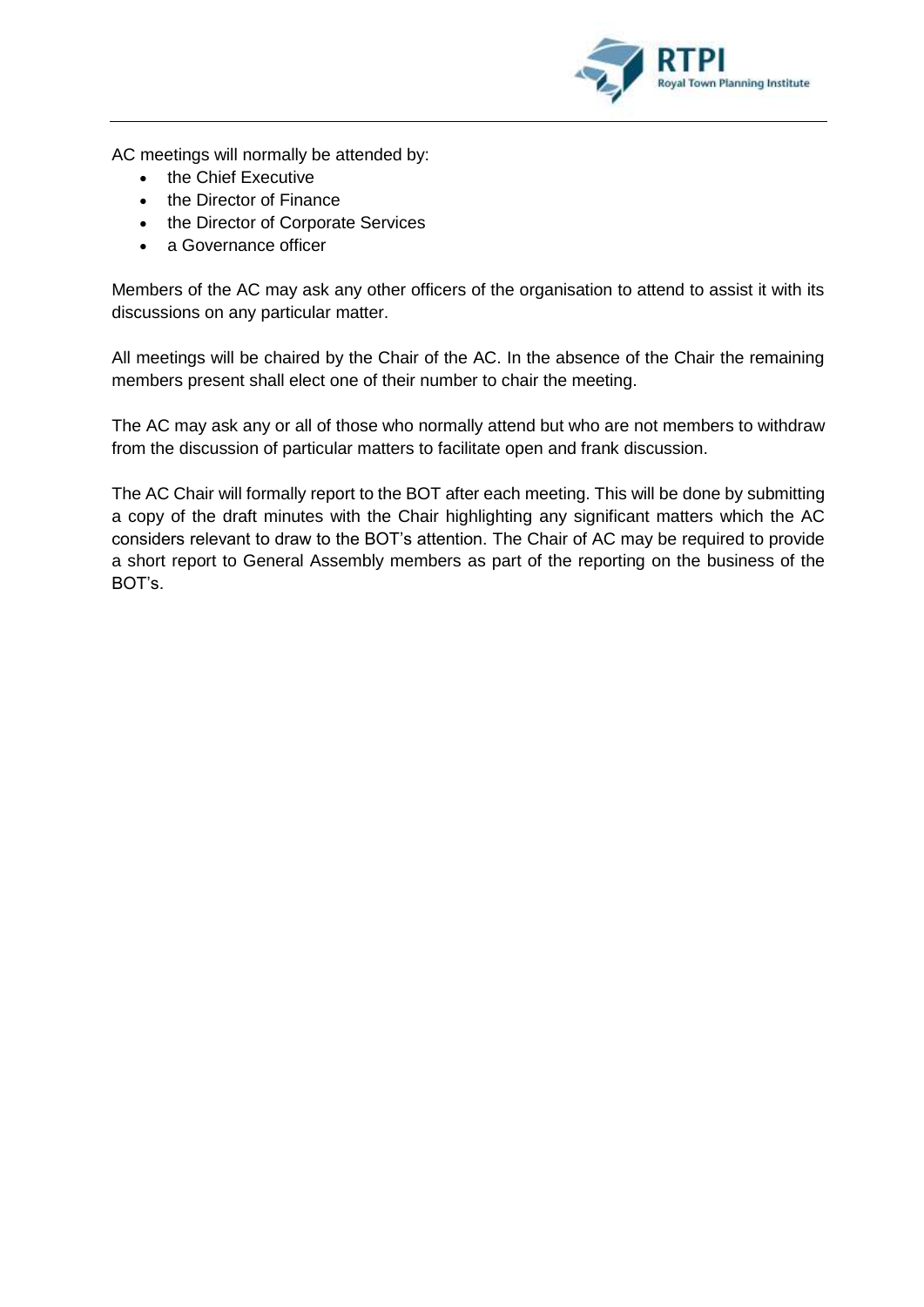AC meetings will normally be attended by:

- the Chief Executive
- the Director of Finance
- the Director of Corporate Services
- a Governance officer

Members of the AC may ask any other officers of the organisation to attend to assist it with its discussions on any particular matter.

All meetings will be chaired by the Chair of the AC. In the absence of the Chair the remaining members present shall elect one of their number to chair the meeting.

The AC may ask any or all of those who normally attend but who are not members to withdraw from the discussion of particular matters to facilitate open and frank discussion.

The AC Chair will formally report to the BOT after each meeting. This will be done by submitting a copy of the draft minutes with the Chair highlighting any significant matters which the AC considers relevant to draw to the BOT's attention. The Chair of AC may be required to provide a short report to General Assembly members as part of the reporting on the business of the BOT's.